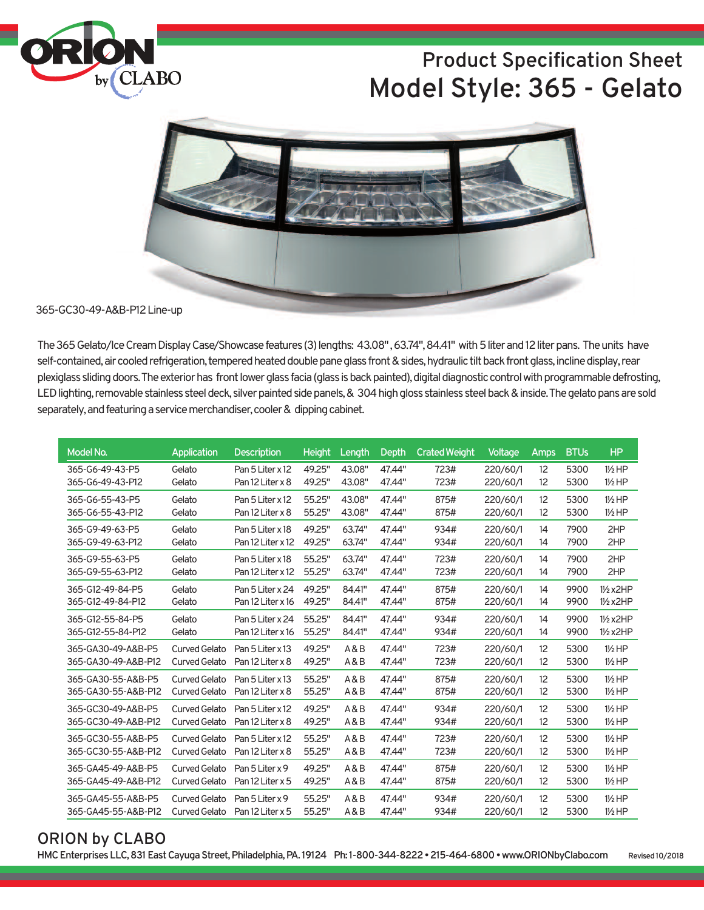ORION by CLABO

# Product Specification Sheet
# Model Style: 365 - Gelato

365-GC30-49-A&B-P12 Line-up

The 365 Gelato/Ice Cream Display Case/Showcase features (3) lengths: 43.08", 63.74", 84.41" with 5 liter and 12 liter pans. The units have self-contained, air cooled refrigeration, tempered heated double pane glass front & sides, hydraulic tilt back front glass, incline display, rear plexiglass sliding doors. The exterior has front lower glass facia (glass is back painted), digital diagnostic control with programmable defrosting, LED lighting, removable stainless steel deck, silver painted side panels, & 304 high gloss stainless steel back & inside. The gelato pans are sold separately, and featuring a service merchandiser, cooler & dipping cabinet.

| Model No. | Application | Description | Height | Length | Depth | Crated Weight | Voltage | Amps | BTUs | HP |
|---|---|---|---|---|---|---|---|---|---|---|
| 365-G6-49-43-P5 | Gelato | Pan 5 Liter x 12 | 49.25" | 43.08" | 47.44" | 723# | 220/60/1 | 12 | 5300 | 1½ HP |
| 365-G6-49-43-P12 | Gelato | Pan 12 Liter x 8 | 49.25" | 43.08" | 47.44" | 723# | 220/60/1 | 12 | 5300 | 1½ HP |
| 365-G6-55-43-P5 | Gelato | Pan 5 Liter x 12 | 55.25" | 43.08" | 47.44" | 875# | 220/60/1 | 12 | 5300 | 1½ HP |
| 365-G6-55-43-P12 | Gelato | Pan 12 Liter x 8 | 55.25" | 43.08" | 47.44" | 875# | 220/60/1 | 12 | 5300 | 1½ HP |
| 365-G9-49-63-P5 | Gelato | Pan 5 Liter x 18 | 49.25" | 63.74" | 47.44" | 934# | 220/60/1 | 14 | 7900 | 2HP |
| 365-G9-49-63-P12 | Gelato | Pan 12 Liter x 12 | 49.25" | 63.74" | 47.44" | 934# | 220/60/1 | 14 | 7900 | 2HP |
| 365-G9-55-63-P5 | Gelato | Pan 5 Liter x 18 | 55.25" | 63.74" | 47.44" | 723# | 220/60/1 | 14 | 7900 | 2HP |
| 365-G9-55-63-P12 | Gelato | Pan 12 Liter x 12 | 55.25" | 63.74" | 47.44" | 723# | 220/60/1 | 14 | 7900 | 2HP |
| 365-G12-49-84-P5 | Gelato | Pan 5 Liter x 24 | 49.25" | 84.41" | 47.44" | 875# | 220/60/1 | 14 | 9900 | 1½ x2HP |
| 365-G12-49-84-P12 | Gelato | Pan 12 Liter x 16 | 49.25" | 84.41" | 47.44" | 875# | 220/60/1 | 14 | 9900 | 1½ x2HP |
| 365-G12-55-84-P5 | Gelato | Pan 5 Liter x 24 | 55.25" | 84.41" | 47.44" | 934# | 220/60/1 | 14 | 9900 | 1½ x2HP |
| 365-G12-55-84-P12 | Gelato | Pan 12 Liter x 16 | 55.25" | 84.41" | 47.44" | 934# | 220/60/1 | 14 | 9900 | 1½ x2HP |
| 365-GA30-49-A&B-P5 | Curved Gelato | Pan 5 Liter x 13 | 49.25" | A & B | 47.44" | 723# | 220/60/1 | 12 | 5300 | 1½ HP |
| 365-GA30-49-A&B-P12 | Curved Gelato | Pan 12 Liter x 8 | 49.25" | A & B | 47.44" | 723# | 220/60/1 | 12 | 5300 | 1½ HP |
| 365-GA30-55-A&B-P5 | Curved Gelato | Pan 5 Liter x 13 | 55.25" | A & B | 47.44" | 875# | 220/60/1 | 12 | 5300 | 1½ HP |
| 365-GA30-55-A&B-P12 | Curved Gelato | Pan 12 Liter x 8 | 55.25" | A & B | 47.44" | 875# | 220/60/1 | 12 | 5300 | 1½ HP |
| 365-GC30-49-A&B-P5 | Curved Gelato | Pan 5 Liter x 12 | 49.25" | A & B | 47.44" | 934# | 220/60/1 | 12 | 5300 | 1½ HP |
| 365-GC30-49-A&B-P12 | Curved Gelato | Pan 12 Liter x 8 | 49.25" | A & B | 47.44" | 934# | 220/60/1 | 12 | 5300 | 1½ HP |
| 365-GC30-55-A&B-P5 | Curved Gelato | Pan 5 Liter x 12 | 55.25" | A & B | 47.44" | 723# | 220/60/1 | 12 | 5300 | 1½ HP |
| 365-GC30-55-A&B-P12 | Curved Gelato | Pan 12 Liter x 8 | 55.25" | A & B | 47.44" | 723# | 220/60/1 | 12 | 5300 | 1½ HP |
| 365-GA45-49-A&B-P5 | Curved Gelato | Pan 5 Liter x 9 | 49.25" | A & B | 47.44" | 875# | 220/60/1 | 12 | 5300 | 1½ HP |
| 365-GA45-49-A&B-P12 | Curved Gelato | Pan 12 Liter x 5 | 49.25" | A & B | 47.44" | 875# | 220/60/1 | 12 | 5300 | 1½ HP |
| 365-GA45-55-A&B-P5 | Curved Gelato | Pan 5 Liter x 9 | 55.25" | A & B | 47.44" | 934# | 220/60/1 | 12 | 5300 | 1½ HP |
| 365-GA45-55-A&B-P12 | Curved Gelato | Pan 12 Liter x 5 | 55.25" | A & B | 47.44" | 934# | 220/60/1 | 12 | 5300 | 1½ HP |

## ORION by CLABO

HMC Enterprises LLC, 831 East Cayuga Street, Philadelphia, PA. 19124 Ph: 1-800-344-8222 • 215-464-6800 • www.ORIONbyClabo.com

Revised 10/2018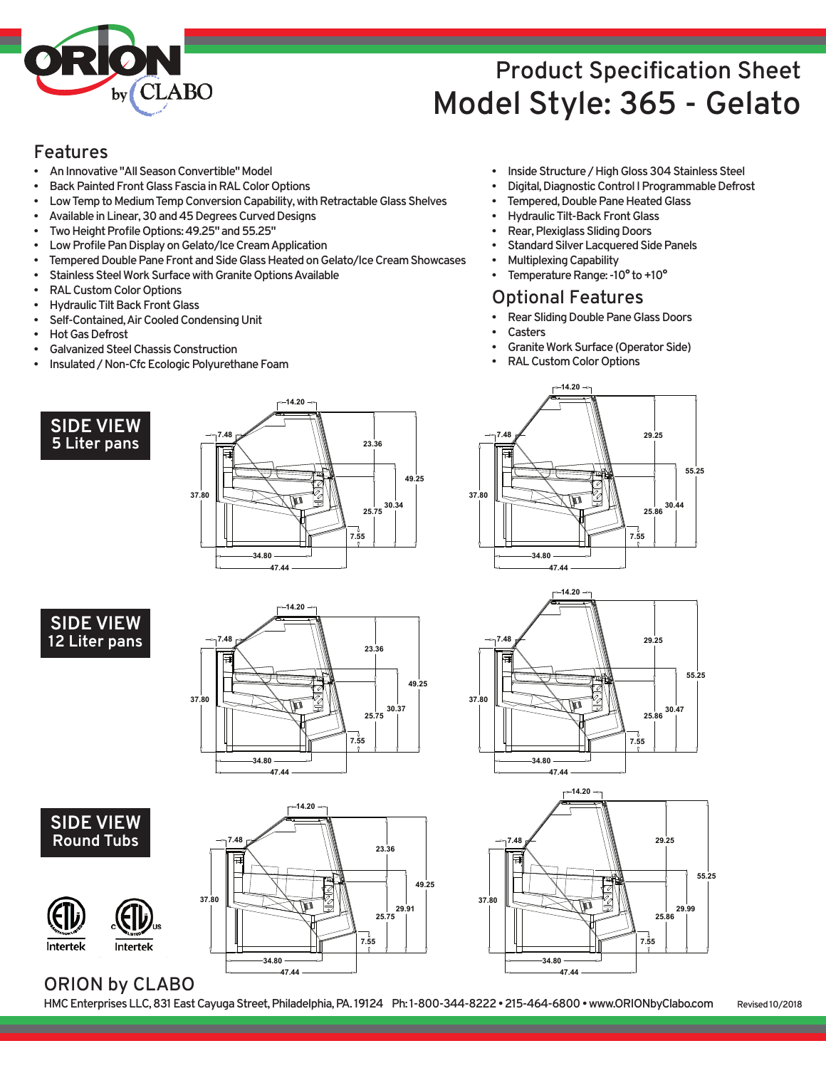# Product Specification Sheet

# Model Style: 365 - Gelato

## Features

- An Innovative "All Season Convertible" Model
- Back Painted Front Glass Fascia in RAL Color Options
- Low Temp to Medium Temp Conversion Capability, with Retractable Glass Shelves
- Available in Linear, 30 and 45 Degrees Curved Designs
- Two Height Profile Options: 49.25" and 55.25"
- Low Profile Pan Display on Gelato/Ice Cream Application
- Tempered Double Pane Front and Side Glass Heated on Gelato/Ice Cream Showcases
- Stainless Steel Work Surface with Granite Options Available
- RAL Custom Color Options
- Hydraulic Tilt Back Front Glass
- Self-Contained, Air Cooled Condensing Unit
- Hot Gas Defrost
- Galvanized Steel Chassis Construction
- Insulated / Non-Cfc Ecologic Polyurethane Foam
- Inside Structure / High Gloss 304 Stainless Steel
- Digital, Diagnostic Control I Programmable Defrost
- Tempered, Double Pane Heated Glass
- Hydraulic Tilt-Back Front Glass
- Rear, Plexiglass Sliding Doors
- Standard Silver Lacquered Side Panels
- Multiplexing Capability
- Temperature Range: -10° to +10°

## Optional Features

- Rear Sliding Double Pane Glass Doors
- Casters
- Granite Work Surface (Operator Side)
- RAL Custom Color Options

**SIDE VIEW**
**5 Liter pans**

**SIDE VIEW**
**12 Liter pans**

**SIDE VIEW**
**Round Tubs**

Intertek Intertek

## ORION by CLABO

HMC Enterprises LLC, 831 East Cayuga Street, Philadelphia, PA. 19124 Ph: 1-800-344-8222 • 215-464-6800 • www.ORIONbyClabo.com Revised 10/2018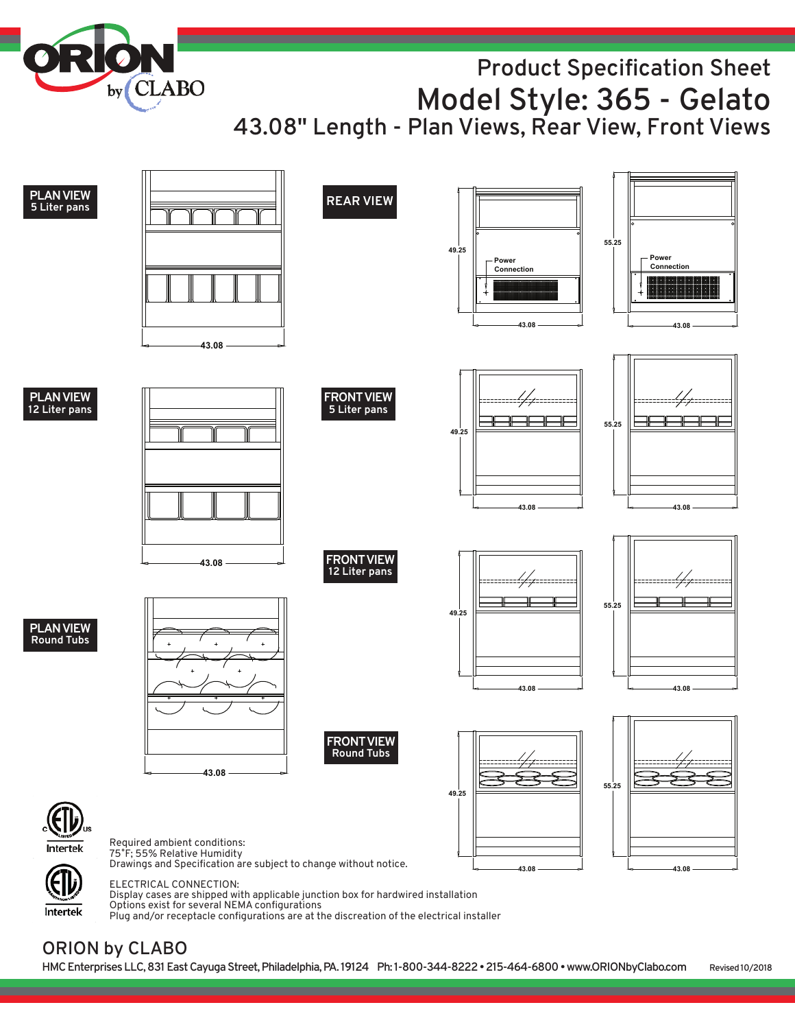# Product Specification Sheet

# Model Style: 365 - Gelato

## 43.08" Length - Plan Views, Rear View, Front Views

**PLAN VIEW**
5 Liter pans

43.08

**REAR VIEW**

49.25

Power Connection

43.08

55.25

Power Connection

43.08

**PLAN VIEW**
12 Liter pans

43.08

**FRONT VIEW**
5 Liter pans

49.25

43.08

55.25

43.08

**FRONT VIEW**
12 Liter pans

49.25

43.08

55.25

43.08

**PLAN VIEW**
Round Tubs

43.08

**FRONT VIEW**
Round Tubs

49.25

43.08

55.25

43.08

Required ambient conditions:
75°F; 55% Relative Humidity
Drawings and Specification are subject to change without notice.

ELECTRICAL CONNECTION:
Display cases are shipped with applicable junction box for hardwired installation
Options exist for several NEMA configurations
Plug and/or receptacle configurations are at the discreation of the electrical installer

ORION by CLABO

HMC Enterprises LLC, 831 East Cayuga Street, Philadelphia, PA. 19124 Ph: 1-800-344-8222 • 215-464-6800 • www.ORIONbyClabo.com

Revised 10/2018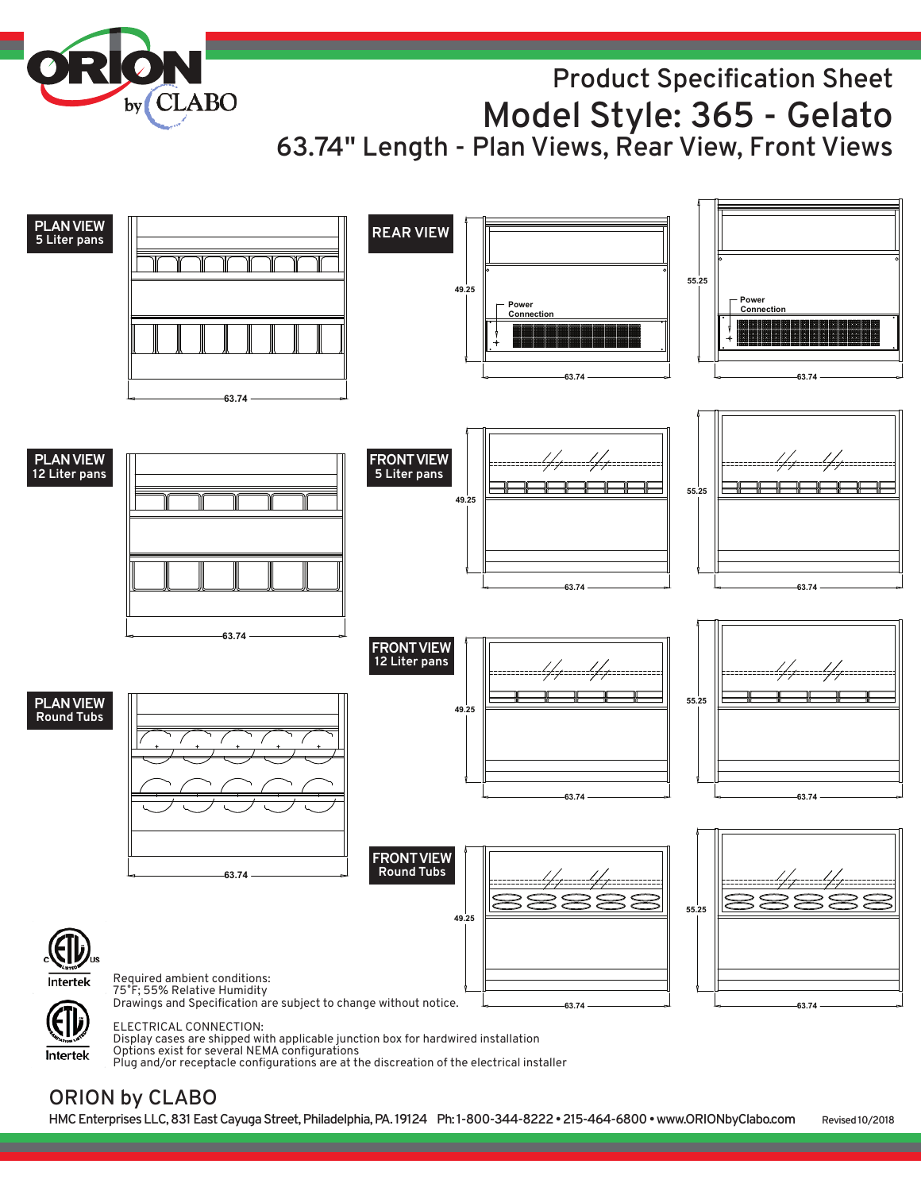# Product Specification Sheet

# Model Style: 365 - Gelato

## 63.74" Length - Plan Views, Rear View, Front Views

**PLAN VIEW**
5 Liter pans

63.74

**REAR VIEW**

49.25

Power Connection

63.74

55.25

Power Connection

63.74

**PLAN VIEW**
12 Liter pans

63.74

**FRONT VIEW**
5 Liter pans

49.25

63.74

55.25

63.74

**FRONT VIEW**
12 Liter pans

49.25

63.74

55.25

63.74

**PLAN VIEW**
Round Tubs

63.74

**FRONT VIEW**
Round Tubs

49.25

63.74

55.25

63.74

Intertek

Intertek

Required ambient conditions:
75˚F; 55% Relative Humidity
Drawings and Specification are subject to change without notice.

ELECTRICAL CONNECTION:
Display cases are shipped with applicable junction box for hardwired installation
Options exist for several NEMA configurations
Plug and/or receptacle configurations are at the discreation of the electrical installer

ORION by CLABO

HMC Enterprises LLC, 831 East Cayuga Street, Philadelphia, PA. 19124 Ph: 1-800-344-8222 • 215-464-6800 • www.ORIONbyClabo.com

Revised 10/2018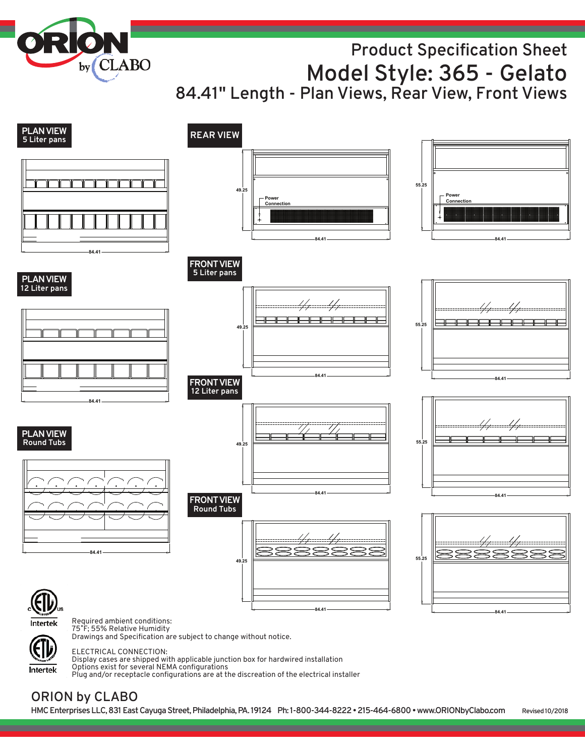ORION by CLABO

# Product Specification Sheet

# Model Style: 365 - Gelato

## 84.41" Length - Plan Views, Rear View, Front Views

**PLAN VIEW**
5 Liter pans

84.41

**REAR VIEW**

49.25

Power Connection

84.41

55.25

Power Connection

84.41

**PLAN VIEW**
12 Liter pans

84.41

**FRONT VIEW**
5 Liter pans

49.25

84.41

55.25

84.41

**FRONT VIEW**
12 Liter pans

49.25

84.41

55.25

84.41

**PLAN VIEW**
Round Tubs

84.41

**FRONT VIEW**
Round Tubs

49.25

84.41

55.25

84.41

Intertek

Intertek

Required ambient conditions:
75°F; 55% Relative Humidity
Drawings and Specification are subject to change without notice.

ELECTRICAL CONNECTION:
Display cases are shipped with applicable junction box for hardwired installation
Options exist for several NEMA configurations
Plug and/or receptacle configurations are at the discreation of the electrical installer

ORION by CLABO

HMC Enterprises LLC, 831 East Cayuga Street, Philadelphia, PA. 19124 Ph: 1-800-344-8222 • 215-464-6800 • www.ORIONbyClabo.com Revised 10/2018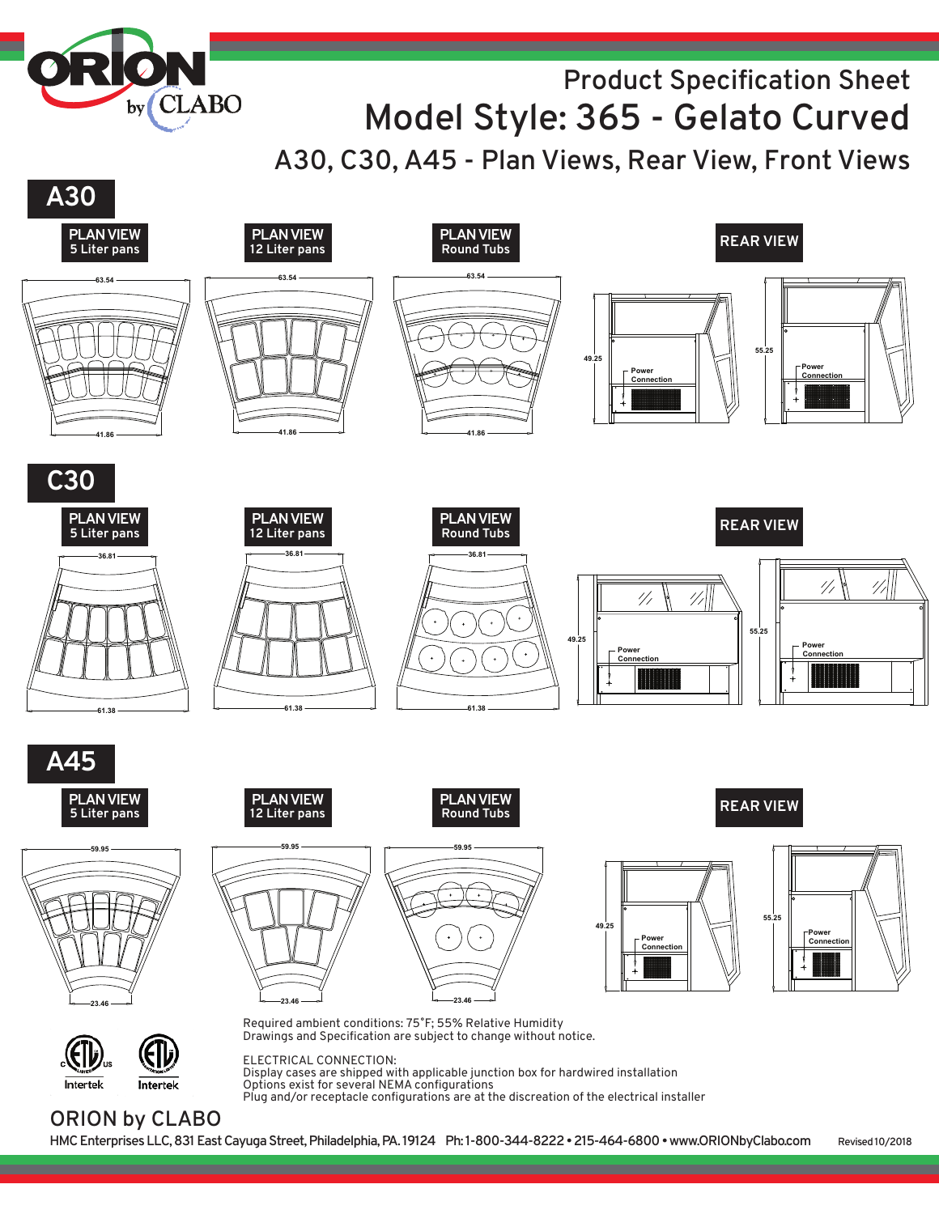Product Specification Sheet

# Model Style: 365 - Gelato Curved

## A30, C30, A45 - Plan Views, Rear View, Front Views

## A30

PLAN VIEW
5 Liter pans

63.54
41.86

PLAN VIEW
12 Liter pans

63.54
41.86

PLAN VIEW
Round Tubs

63.54
41.86

REAR VIEW

49.25
Power Connection

55.25
Power Connection

## C30

PLAN VIEW
5 Liter pans

36.81
61.38

PLAN VIEW
12 Liter pans

36.81
61.38

PLAN VIEW
Round Tubs

36.81
61.38

REAR VIEW

49.25
Power Connection

55.25
Power Connection

## A45

PLAN VIEW
5 Liter pans

59.95
23.46

PLAN VIEW
12 Liter pans

59.95
23.46

PLAN VIEW
Round Tubs

59.95
23.46

REAR VIEW

49.25
Power Connection

55.25
Power Connection

Required ambient conditions: 75˚F; 55% Relative Humidity
Drawings and Specification are subject to change without notice.

ELECTRICAL CONNECTION:
Display cases are shipped with applicable junction box for hardwired installation
Options exist for several NEMA configurations
Plug and/or receptacle configurations are at the discreation of the electrical installer

Intertek Intertek

ORION by CLABO

HMC Enterprises LLC, 831 East Cayuga Street, Philadelphia, PA. 19124 Ph: 1-800-344-8222 • 215-464-6800 • www.ORIONbyClabo.com Revised 10/2018